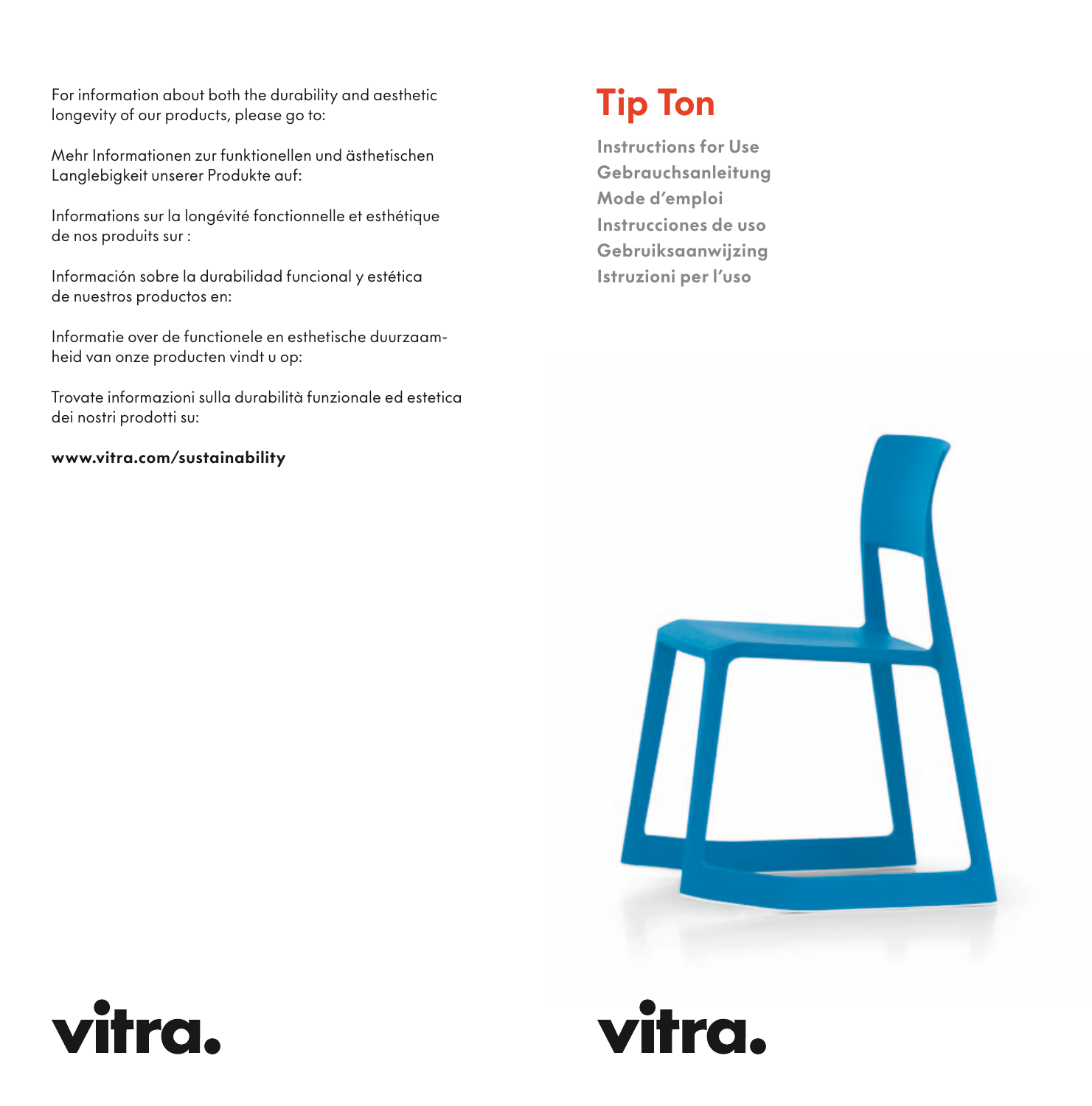For information about both the durability and aesthetic longevity of our products, please go to:

Mehr Informationen zur funktionellen und ästhetischen Langlebigkeit unserer Produkte auf:

Informations sur la longévité fonctionnelle et esthétique de nos produits sur :

Información sobre la durabilidad funcional y estética de nuestros productos en:

Informatie over de functionele en esthetische duurzaamheid van onze producten vindt u op:

Trovate informazioni sulla durabilità funzionale ed estetica dei nostri prodotti su:

**www.vitra.com/sustainability**

vitra.

# Tip Ton

**Instructions for Use**
**Gebrauchsanleitung**
**Mode d'emploi**
**Instrucciones de uso**
**Gebruiksaanwijzing**
**Istruzioni per l'uso**

vitra.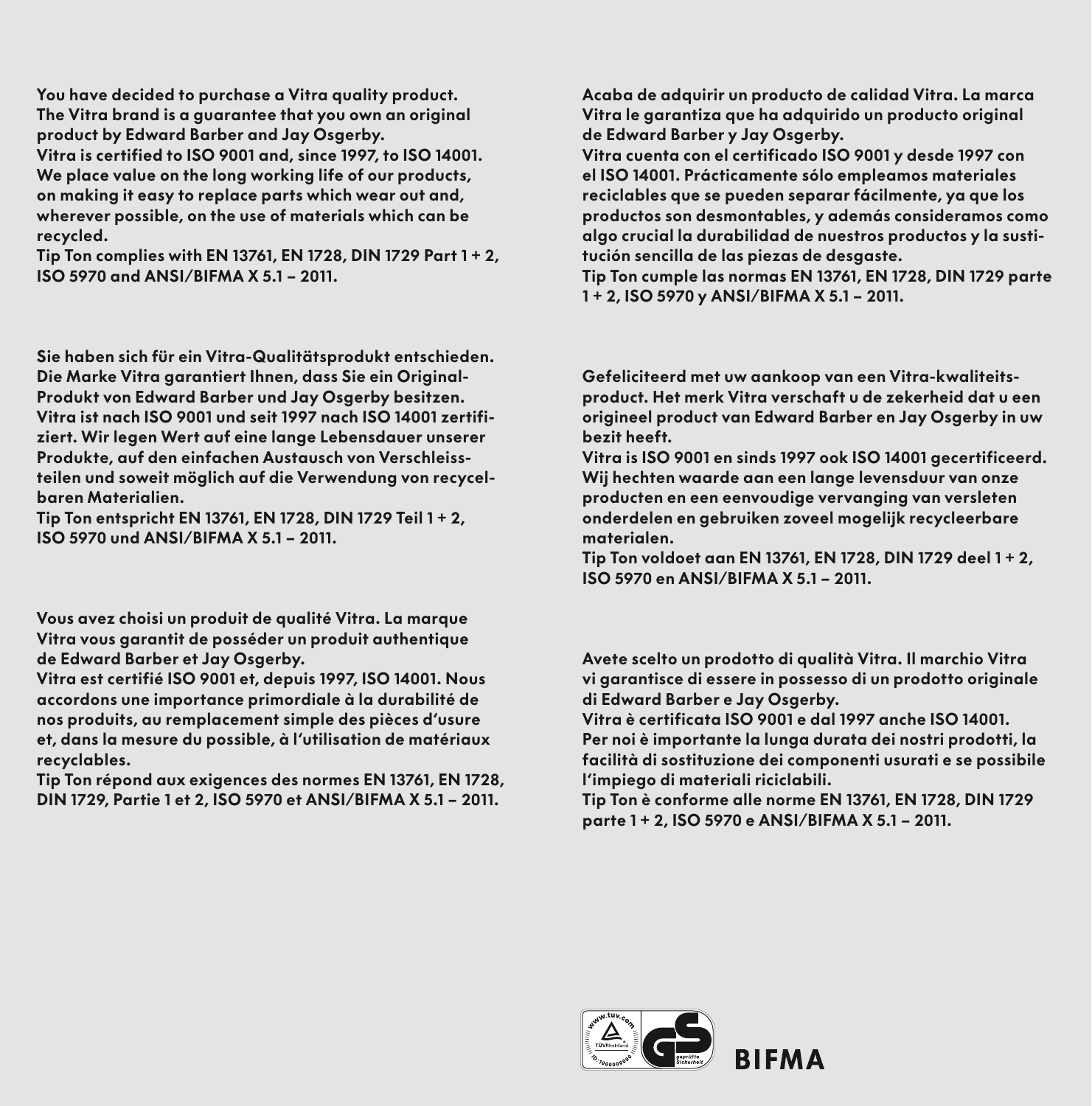You have decided to purchase a Vitra quality product. The Vitra brand is a guarantee that you own an original product by Edward Barber and Jay Osgerby.
Vitra is certified to ISO 9001 and, since 1997, to ISO 14001. We place value on the long working life of our products, on making it easy to replace parts which wear out and, wherever possible, on the use of materials which can be recycled.
Tip Ton complies with EN 13761, EN 1728, DIN 1729 Part 1 + 2, ISO 5970 and ANSI/BIFMA X 5.1 – 2011.

Sie haben sich für ein Vitra-Qualitätsprodukt entschieden. Die Marke Vitra garantiert Ihnen, dass Sie ein Original-Produkt von Edward Barber und Jay Osgerby besitzen.
Vitra ist nach ISO 9001 und seit 1997 nach ISO 14001 zertifiziert. Wir legen Wert auf eine lange Lebensdauer unserer Produkte, auf den einfachen Austausch von Verschleissteilen und soweit möglich auf die Verwendung von recycelbaren Materialien.
Tip Ton entspricht EN 13761, EN 1728, DIN 1729 Teil 1 + 2, ISO 5970 und ANSI/BIFMA X 5.1 – 2011.

Vous avez choisi un produit de qualité Vitra. La marque Vitra vous garantit de posséder un produit authentique de Edward Barber et Jay Osgerby.
Vitra est certifié ISO 9001 et, depuis 1997, ISO 14001. Nous accordons une importance primordiale à la durabilité de nos produits, au remplacement simple des pièces d'usure et, dans la mesure du possible, à l'utilisation de matériaux recyclables.
Tip Ton répond aux exigences des normes EN 13761, EN 1728, DIN 1729, Partie 1 et 2, ISO 5970 et ANSI/BIFMA X 5.1 – 2011.

Acaba de adquirir un producto de calidad Vitra. La marca Vitra le garantiza que ha adquirido un producto original de Edward Barber y Jay Osgerby.
Vitra cuenta con el certificado ISO 9001 y desde 1997 con el ISO 14001. Prácticamente sólo empleamos materiales reciclables que se pueden separar fácilmente, ya que los productos son desmontables, y además consideramos como algo crucial la durabilidad de nuestros productos y la sustitución sencilla de las piezas de desgaste.
Tip Ton cumple las normas EN 13761, EN 1728, DIN 1729 parte 1 + 2, ISO 5970 y ANSI/BIFMA X 5.1 – 2011.

Gefeliciteerd met uw aankoop van een Vitra-kwaliteitsproduct. Het merk Vitra verschaft u de zekerheid dat u een origineel product van Edward Barber en Jay Osgerby in uw bezit heeft.
Vitra is ISO 9001 en sinds 1997 ook ISO 14001 gecertificeerd. Wij hechten waarde aan een lange levensduur van onze producten en een eenvoudige vervanging van versleten onderdelen en gebruiken zoveel mogelijk recycleerbare materialen.
Tip Ton voldoet aan EN 13761, EN 1728, DIN 1729 deel 1 + 2, ISO 5970 en ANSI/BIFMA X 5.1 – 2011.

Avete scelto un prodotto di qualità Vitra. Il marchio Vitra vi garantisce di essere in possesso di un prodotto originale di Edward Barber e Jay Osgerby.
Vitra è certificata ISO 9001 e dal 1997 anche ISO 14001. Per noi è importante la lunga durata dei nostri prodotti, la facilità di sostituzione dei componenti usurati e se possibile l'impiego di materiali riciclabili.
Tip Ton è conforme alle norme EN 13761, EN 1728, DIN 1729 parte 1 + 2, ISO 5970 e ANSI/BIFMA X 5.1 – 2011.

BIFMA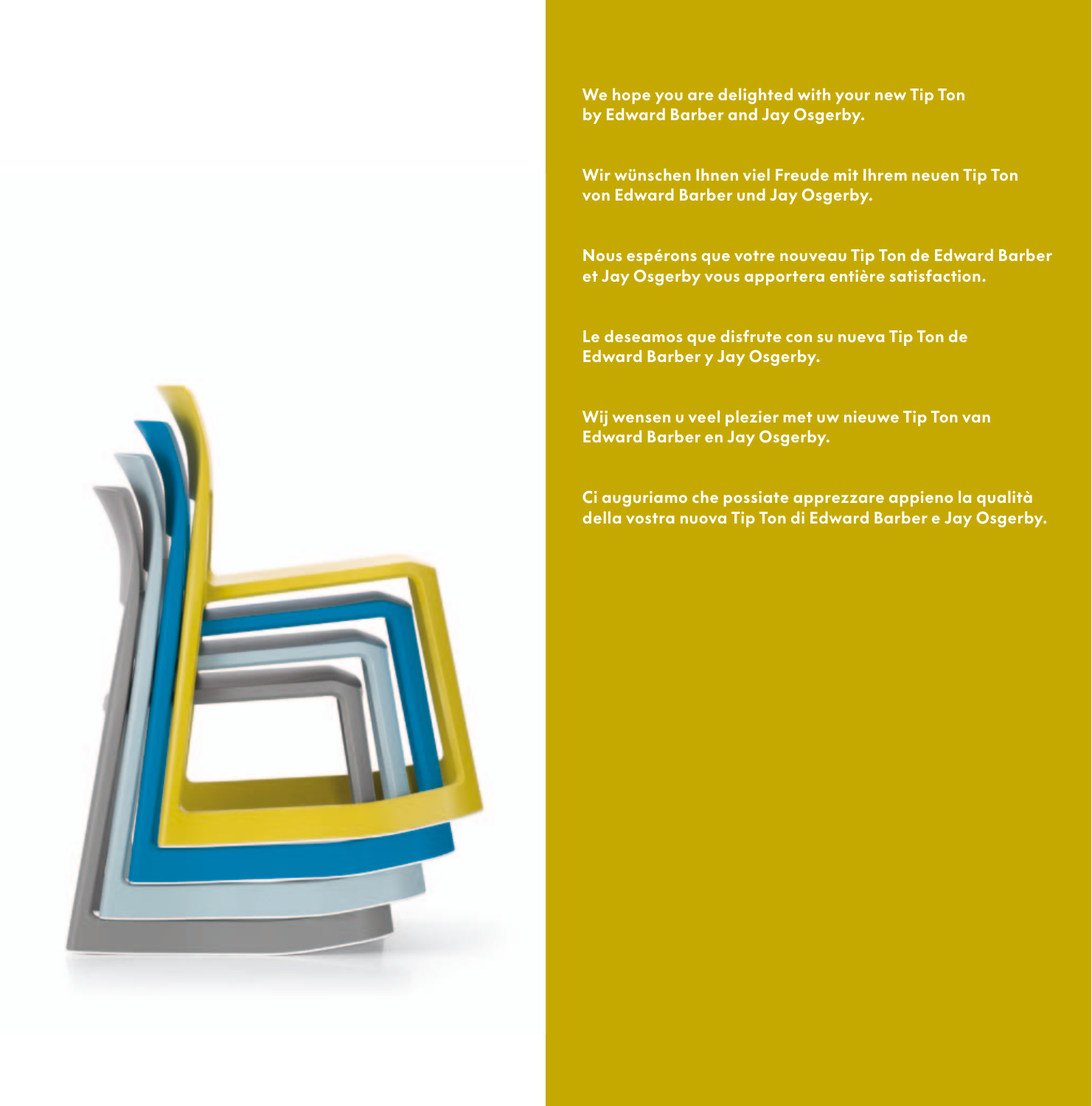**We hope you are delighted with your new Tip Ton by Edward Barber and Jay Osgerby.**

**Wir wünschen Ihnen viel Freude mit Ihrem neuen Tip Ton von Edward Barber und Jay Osgerby.**

**Nous espérons que votre nouveau Tip Ton de Edward Barber et Jay Osgerby vous apportera entière satisfaction.**

**Le deseamos que disfrute con su nueva Tip Ton de Edward Barber y Jay Osgerby.**

**Wij wensen u veel plezier met uw nieuwe Tip Ton van Edward Barber en Jay Osgerby.**

**Ci auguriamo che possiate apprezzare appieno la qualità della vostra nuova Tip Ton di Edward Barber e Jay Osgerby.**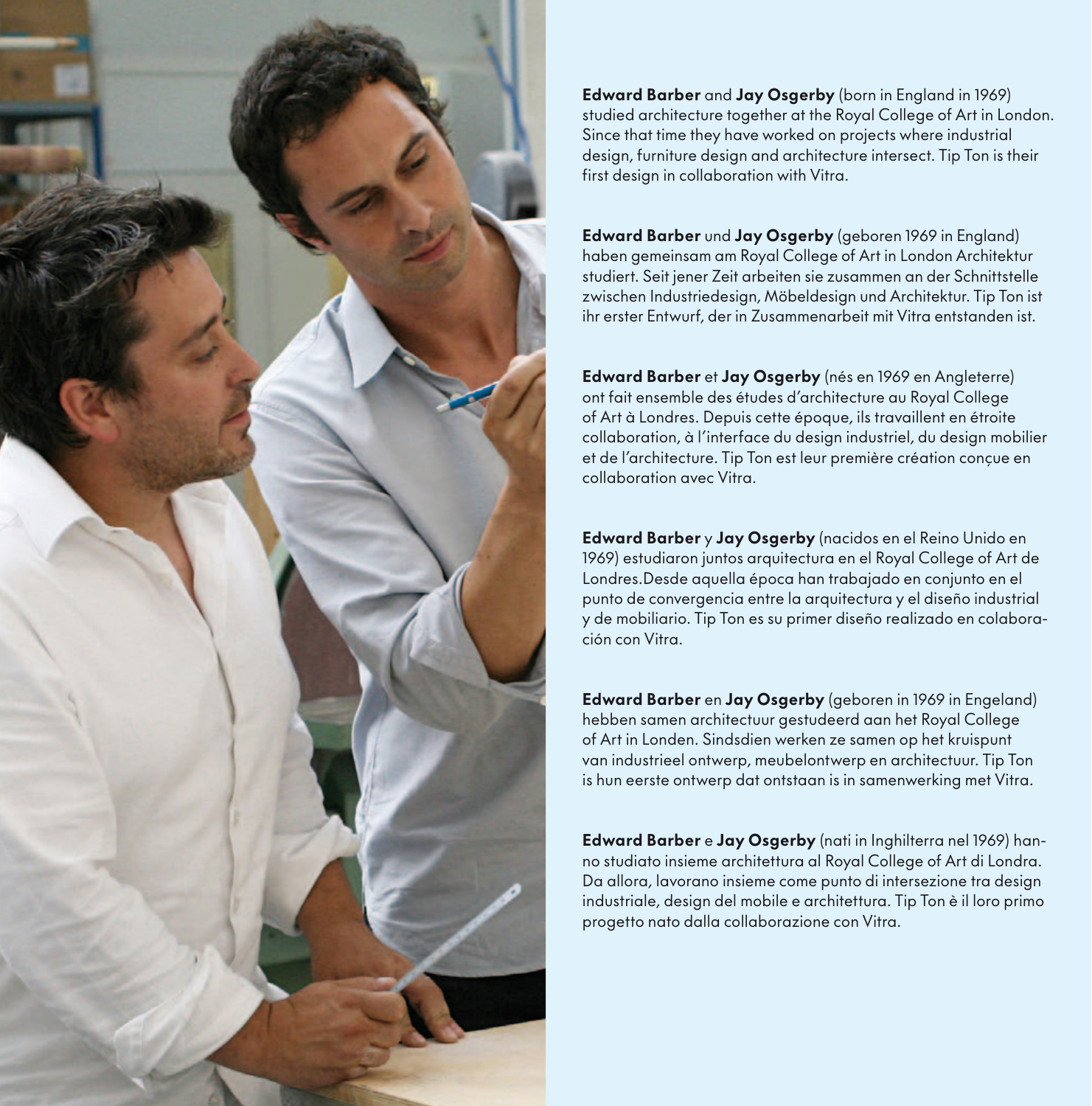**Edward Barber** and **Jay Osgerby** (born in England in 1969) studied architecture together at the Royal College of Art in London. Since that time they have worked on projects where industrial design, furniture design and architecture intersect. Tip Ton is their first design in collaboration with Vitra.

**Edward Barber** und **Jay Osgerby** (geboren 1969 in England) haben gemeinsam am Royal College of Art in London Architektur studiert. Seit jener Zeit arbeiten sie zusammen an der Schnittstelle zwischen Industriedesign, Möbeldesign und Architektur. Tip Ton ist ihr erster Entwurf, der in Zusammenarbeit mit Vitra entstanden ist.

**Edward Barber** et **Jay Osgerby** (nés en 1969 en Angleterre) ont fait ensemble des études d'architecture au Royal College of Art à Londres. Depuis cette époque, ils travaillent en étroite collaboration, à l'interface du design industriel, du design mobilier et de l'architecture. Tip Ton est leur première création conçue en collaboration avec Vitra.

**Edward Barber** y **Jay Osgerby** (nacidos en el Reino Unido en 1969) estudiaron juntos arquitectura en el Royal College of Art de Londres.Desde aquella época han trabajado en conjunto en el punto de convergencia entre la arquitectura y el diseño industrial y de mobiliario. Tip Ton es su primer diseño realizado en colaboración con Vitra.

**Edward Barber** en **Jay Osgerby** (geboren in 1969 in Engeland) hebben samen architectuur gestudeerd aan het Royal College of Art in Londen. Sindsdien werken ze samen op het kruispunt van industrieel ontwerp, meubelontwerp en architectuur. Tip Ton is hun eerste ontwerp dat ontstaan is in samenwerking met Vitra.

**Edward Barber** e **Jay Osgerby** (nati in Inghilterra nel 1969) hanno studiato insieme architettura al Royal College of Art di Londra. Da allora, lavorano insieme come punto di intersezione tra design industriale, design del mobile e architettura. Tip Ton è il loro primo progetto nato dalla collaborazione con Vitra.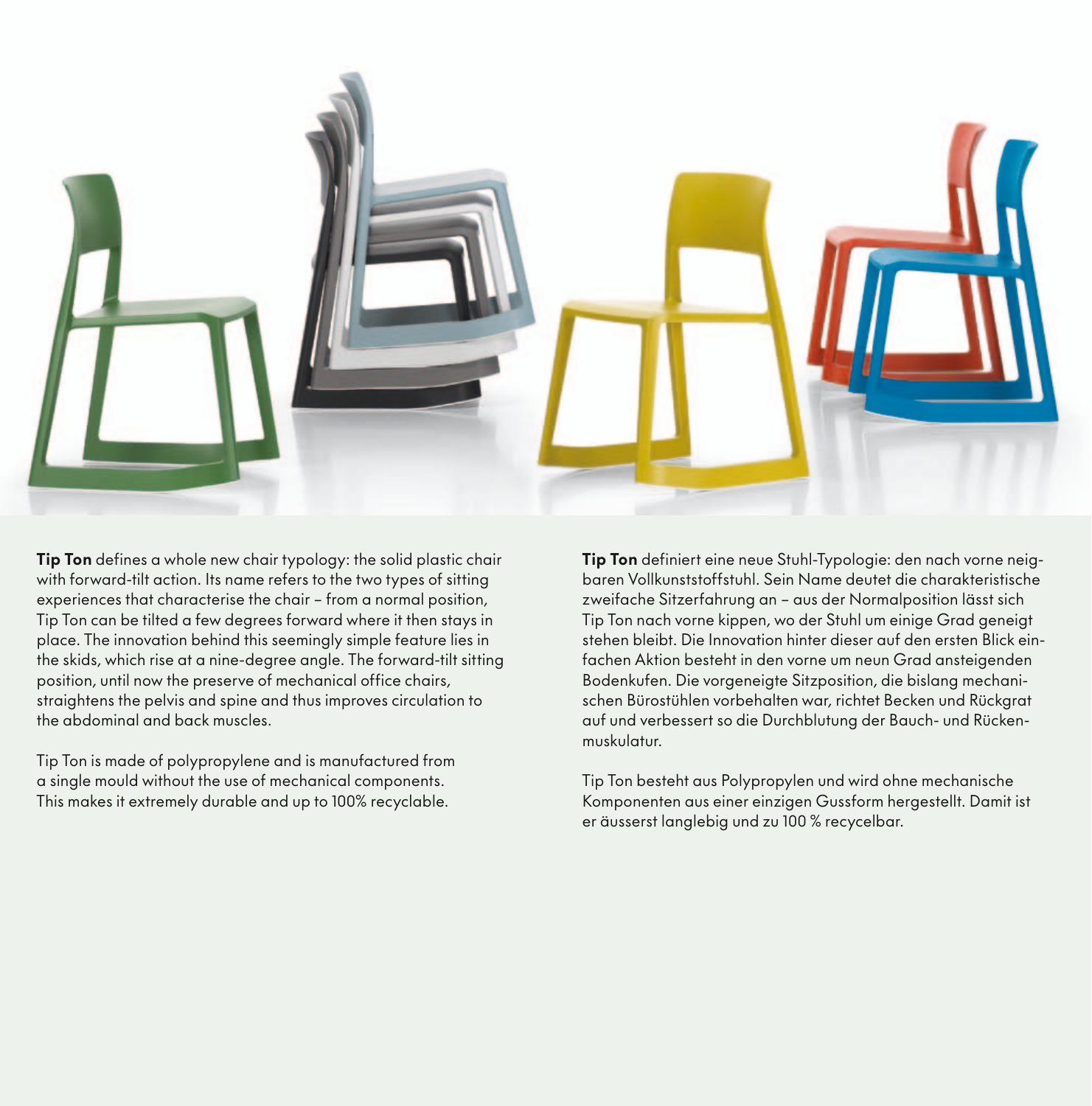**Tip Ton** defines a whole new chair typology: the solid plastic chair with forward-tilt action. Its name refers to the two types of sitting experiences that characterise the chair – from a normal position, Tip Ton can be tilted a few degrees forward where it then stays in place. The innovation behind this seemingly simple feature lies in the skids, which rise at a nine-degree angle. The forward-tilt sitting position, until now the preserve of mechanical office chairs, straightens the pelvis and spine and thus improves circulation to the abdominal and back muscles.

Tip Ton is made of polypropylene and is manufactured from a single mould without the use of mechanical components. This makes it extremely durable and up to 100% recyclable.

**Tip Ton** definiert eine neue Stuhl-Typologie: den nach vorne neigbaren Vollkunststoffstuhl. Sein Name deutet die charakteristische zweifache Sitzerfahrung an – aus der Normalposition lässt sich Tip Ton nach vorne kippen, wo der Stuhl um einige Grad geneigt stehen bleibt. Die Innovation hinter dieser auf den ersten Blick einfachen Aktion besteht in den vorne um neun Grad ansteigenden Bodenkufen. Die vorgeneigte Sitzposition, die bislang mechanischen Bürostühlen vorbehalten war, richtet Becken und Rückgrat auf und verbessert so die Durchblutung der Bauch- und Rückenmuskulatur.

Tip Ton besteht aus Polypropylen und wird ohne mechanische Komponenten aus einer einzigen Gussform hergestellt. Damit ist er äusserst langlebig und zu 100 % recycelbar.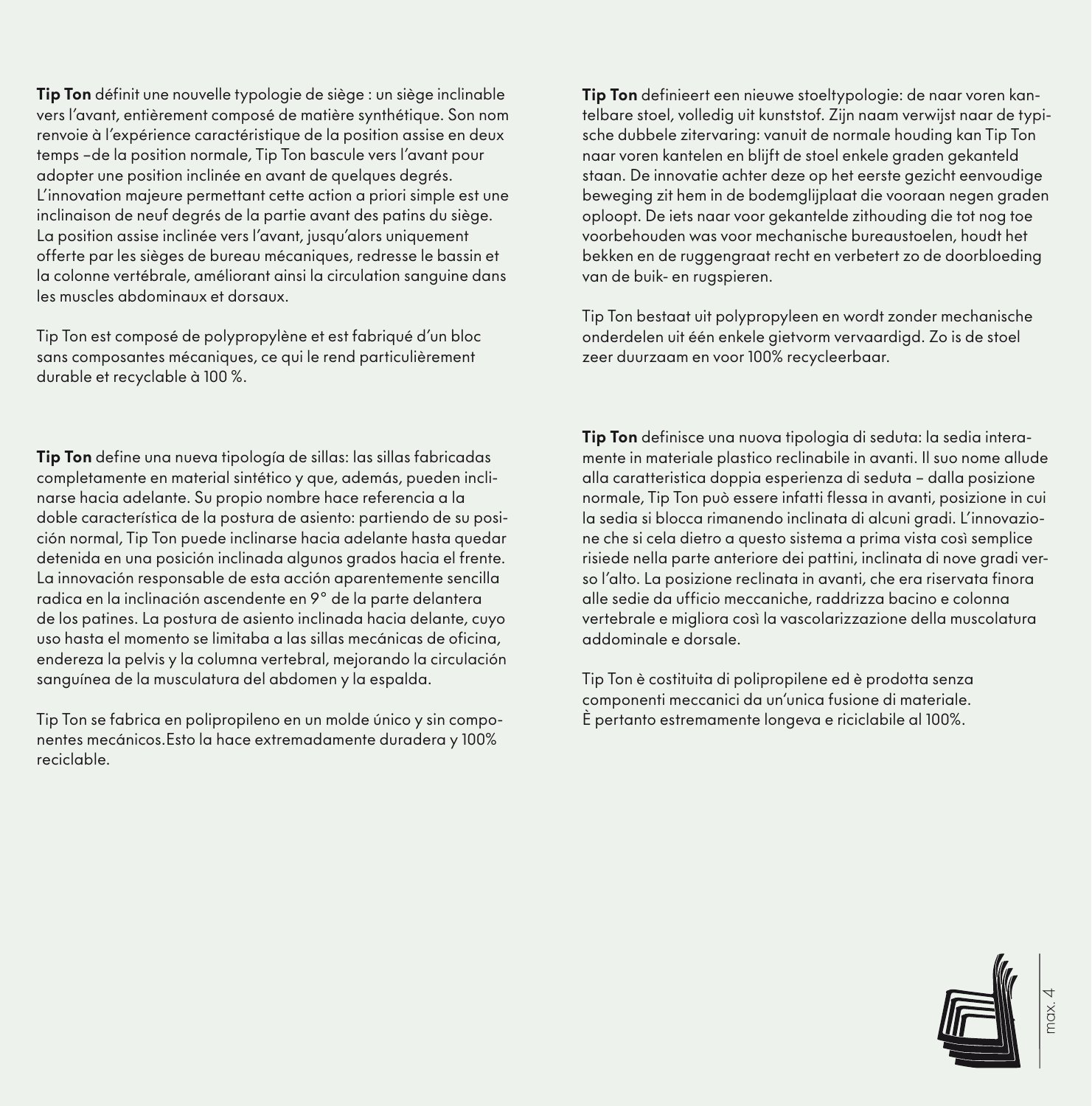**Tip Ton** définit une nouvelle typologie de siège : un siège inclinable vers l'avant, entièrement composé de matière synthétique. Son nom renvoie à l'expérience caractéristique de la position assise en deux temps –de la position normale, Tip Ton bascule vers l'avant pour adopter une position inclinée en avant de quelques degrés. L'innovation majeure permettant cette action a priori simple est une inclinaison de neuf degrés de la partie avant des patins du siège. La position assise inclinée vers l'avant, jusqu'alors uniquement offerte par les sièges de bureau mécaniques, redresse le bassin et la colonne vertébrale, améliorant ainsi la circulation sanguine dans les muscles abdominaux et dorsaux.

Tip Ton est composé de polypropylène et est fabriqué d'un bloc sans composantes mécaniques, ce qui le rend particulièrement durable et recyclable à 100 %.

**Tip Ton** definieert een nieuwe stoeltypologie: de naar voren kantelbare stoel, volledig uit kunststof. Zijn naam verwijst naar de typische dubbele zitervaring: vanuit de normale houding kan Tip Ton naar voren kantelen en blijft de stoel enkele graden gekanteld staan. De innovatie achter deze op het eerste gezicht eenvoudige beweging zit hem in de bodemglijplaat die vooraan negen graden oploopt. De iets naar voor gekantelde zithouding die tot nog toe voorbehouden was voor mechanische bureaustoelen, houdt het bekken en de ruggengraat recht en verbetert zo de doorbloeding van de buik- en rugspieren.

Tip Ton bestaat uit polypropyleen en wordt zonder mechanische onderdelen uit één enkele gietvorm vervaardigd. Zo is de stoel zeer duurzaam en voor 100% recycleerbaar.

**Tip Ton** define una nueva tipología de sillas: las sillas fabricadas completamente en material sintético y que, además, pueden inclinarse hacia adelante. Su propio nombre hace referencia a la doble característica de la postura de asiento: partiendo de su posición normal, Tip Ton puede inclinarse hacia adelante hasta quedar detenida en una posición inclinada algunos grados hacia el frente. La innovación responsable de esta acción aparentemente sencilla radica en la inclinación ascendente en 9° de la parte delantera de los patines. La postura de asiento inclinada hacia delante, cuyo uso hasta el momento se limitaba a las sillas mecánicas de oficina, endereza la pelvis y la columna vertebral, mejorando la circulación sanguínea de la musculatura del abdomen y la espalda.

Tip Ton se fabrica en polipropileno en un molde único y sin componentes mecánicos.Esto la hace extremadamente duradera y 100% reciclable.

**Tip Ton** definisce una nuova tipologia di seduta: la sedia interamente in materiale plastico reclinabile in avanti. Il suo nome allude alla caratteristica doppia esperienza di seduta – dalla posizione normale, Tip Ton può essere infatti flessa in avanti, posizione in cui la sedia si blocca rimanendo inclinata di alcuni gradi. L'innovazione che si cela dietro a questo sistema a prima vista così semplice risiede nella parte anteriore dei pattini, inclinata di nove gradi verso l'alto. La posizione reclinata in avanti, che era riservata finora alle sedie da ufficio meccaniche, raddrizza bacino e colonna vertebrale e migliora così la vascolarizzazione della muscolatura addominale e dorsale.

Tip Ton è costituita di polipropilene ed è prodotta senza componenti meccanici da un'unica fusione di materiale. È pertanto estremamente longeva e riciclabile al 100%.

max. 4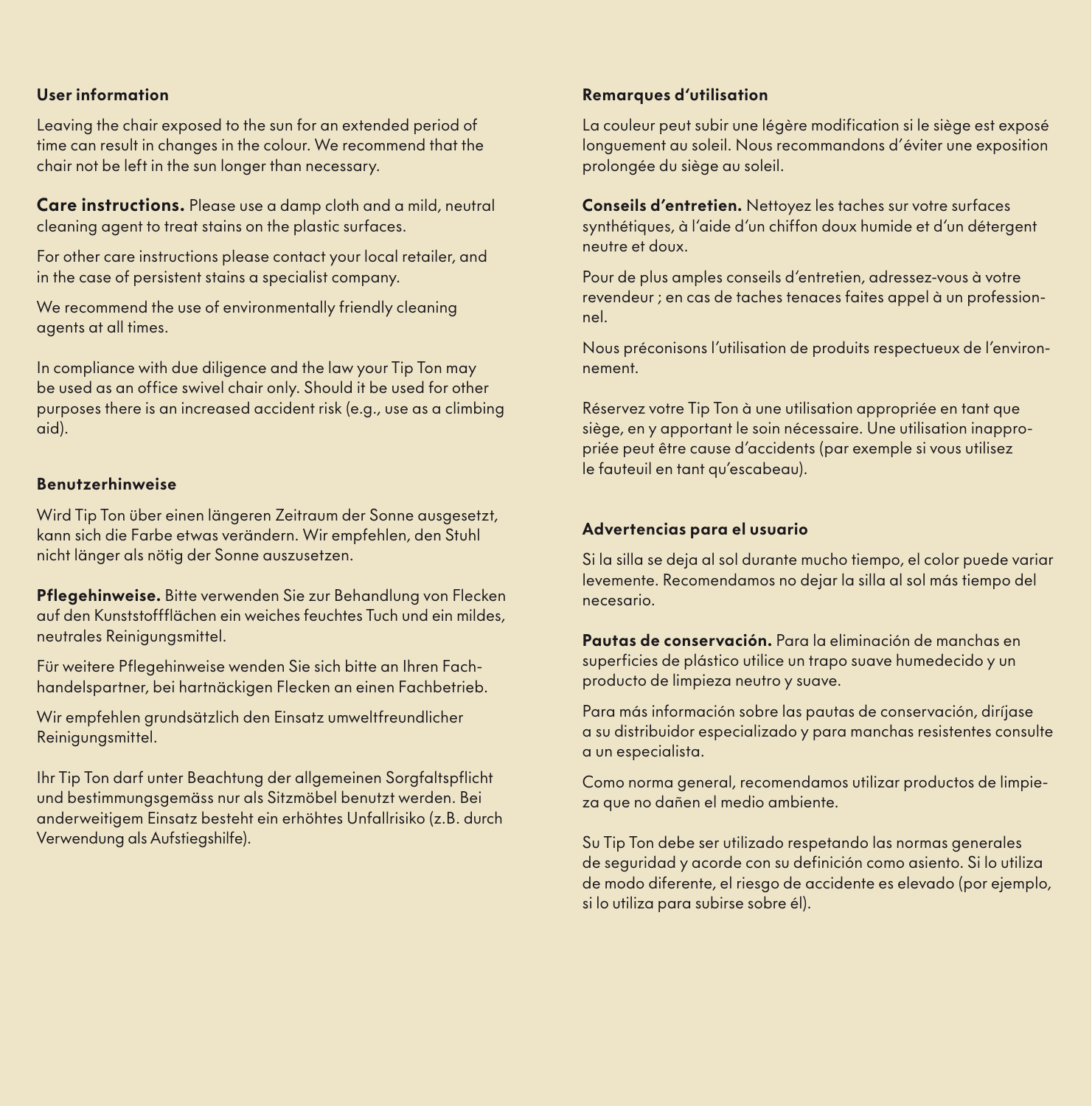### User information

Leaving the chair exposed to the sun for an extended period of time can result in changes in the colour. We recommend that the chair not be left in the sun longer than necessary.

**Care instructions.** Please use a damp cloth and a mild, neutral cleaning agent to treat stains on the plastic surfaces.

For other care instructions please contact your local retailer, and in the case of persistent stains a specialist company.

We recommend the use of environmentally friendly cleaning agents at all times.

In compliance with due diligence and the law your Tip Ton may be used as an office swivel chair only. Should it be used for other purposes there is an increased accident risk (e.g., use as a climbing aid).

### Benutzerhinweise

Wird Tip Ton über einen längeren Zeitraum der Sonne ausgesetzt, kann sich die Farbe etwas verändern. Wir empfehlen, den Stuhl nicht länger als nötig der Sonne auszusetzen.

**Pflegehinweise.** Bitte verwenden Sie zur Behandlung von Flecken auf den Kunststoffflächen ein weiches feuchtes Tuch und ein mildes, neutrales Reinigungsmittel.

Für weitere Pflegehinweise wenden Sie sich bitte an Ihren Fachhandelspartner, bei hartnäckigen Flecken an einen Fachbetrieb.

Wir empfehlen grundsätzlich den Einsatz umweltfreundlicher Reinigungsmittel.

Ihr Tip Ton darf unter Beachtung der allgemeinen Sorgfaltspflicht und bestimmungsgemäss nur als Sitzmöbel benutzt werden. Bei anderweitigem Einsatz besteht ein erhöhtes Unfallrisiko (z.B. durch Verwendung als Aufstiegshilfe).

### Remarques d'utilisation

La couleur peut subir une légère modification si le siège est exposé longuement au soleil. Nous recommandons d'éviter une exposition prolongée du siège au soleil.

**Conseils d'entretien.** Nettoyez les taches sur votre surfaces synthétiques, à l'aide d'un chiffon doux humide et d'un détergent neutre et doux.

Pour de plus amples conseils d'entretien, adressez-vous à votre revendeur ; en cas de taches tenaces faites appel à un professionnel.

Nous préconisons l'utilisation de produits respectueux de l'environnement.

Réservez votre Tip Ton à une utilisation appropriée en tant que siège, en y apportant le soin nécessaire. Une utilisation inappropriée peut être cause d'accidents (par exemple si vous utilisez le fauteuil en tant qu'escabeau).

### Advertencias para el usuario

Si la silla se deja al sol durante mucho tiempo, el color puede variar levemente. Recomendamos no dejar la silla al sol más tiempo del necesario.

**Pautas de conservación.** Para la eliminación de manchas en superficies de plástico utilice un trapo suave humedecido y un producto de limpieza neutro y suave.

Para más información sobre las pautas de conservación, diríjase a su distribuidor especializado y para manchas resistentes consulte a un especialista.

Como norma general, recomendamos utilizar productos de limpieza que no dañen el medio ambiente.

Su Tip Ton debe ser utilizado respetando las normas generales de seguridad y acorde con su definición como asiento. Si lo utiliza de modo diferente, el riesgo de accidente es elevado (por ejemplo, si lo utiliza para subirse sobre él).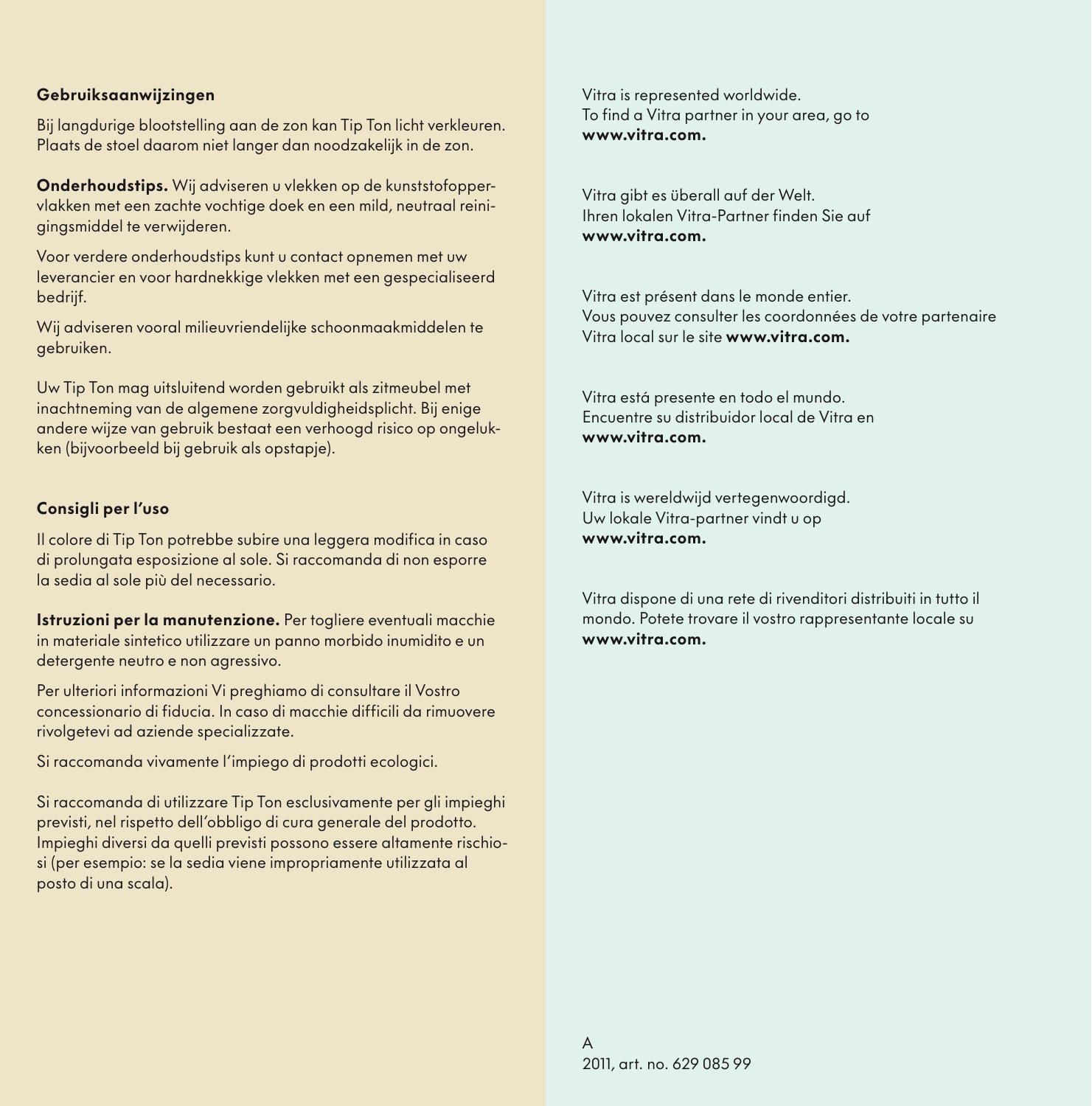## Gebruiksaanwijzingen

Bij langdurige blootstelling aan de zon kan Tip Ton licht verkleuren. Plaats de stoel daarom niet langer dan noodzakelijk in de zon.

**Onderhoudstips.** Wij adviseren u vlekken op de kunststofoppervlakken met een zachte vochtige doek en een mild, neutraal reinigingsmiddel te verwijderen.

Voor verdere onderhoudstips kunt u contact opnemen met uw leverancier en voor hardnekkige vlekken met een gespecialiseerd bedrijf.

Wij adviseren vooral milieuvriendelijke schoonmaakmiddelen te gebruiken.

Uw Tip Ton mag uitsluitend worden gebruikt als zitmeubel met inachtneming van de algemene zorgvuldigheidsplicht. Bij enige andere wijze van gebruik bestaat een verhoogd risico op ongelukken (bijvoorbeeld bij gebruik als opstapje).

## Consigli per l'uso

Il colore di Tip Ton potrebbe subire una leggera modifica in caso di prolungata esposizione al sole. Si raccomanda di non esporre la sedia al sole più del necessario.

**Istruzioni per la manutenzione.** Per togliere eventuali macchie in materiale sintetico utilizzare un panno morbido inumidito e un detergente neutro e non agressivo.

Per ulteriori informazioni Vi preghiamo di consultare il Vostro concessionario di fiducia. In caso di macchie difficili da rimuovere rivolgetevi ad aziende specializzate.

Si raccomanda vivamente l'impiego di prodotti ecologici.

Si raccomanda di utilizzare Tip Ton esclusivamente per gli impieghi previsti, nel rispetto dell'obbligo di cura generale del prodotto. Impieghi diversi da quelli previsti possono essere altamente rischiosi (per esempio: se la sedia viene impropriamente utilizzata al posto di una scala).

Vitra is represented worldwide.
To find a Vitra partner in your area, go to
**www.vitra.com.**

Vitra gibt es überall auf der Welt.
Ihren lokalen Vitra-Partner finden Sie auf
**www.vitra.com.**

Vitra est présent dans le monde entier.
Vous pouvez consulter les coordonnées de votre partenaire Vitra local sur le site **www.vitra.com.**

Vitra está presente en todo el mundo.
Encuentre su distribuidor local de Vitra en
**www.vitra.com.**

Vitra is wereldwijd vertegenwoordigd.
Uw lokale Vitra-partner vindt u op
**www.vitra.com.**

Vitra dispone di una rete di rivenditori distribuiti in tutto il mondo. Potete trovare il vostro rappresentante locale su
**www.vitra.com.**

A
2011, art. no. 629 085 99